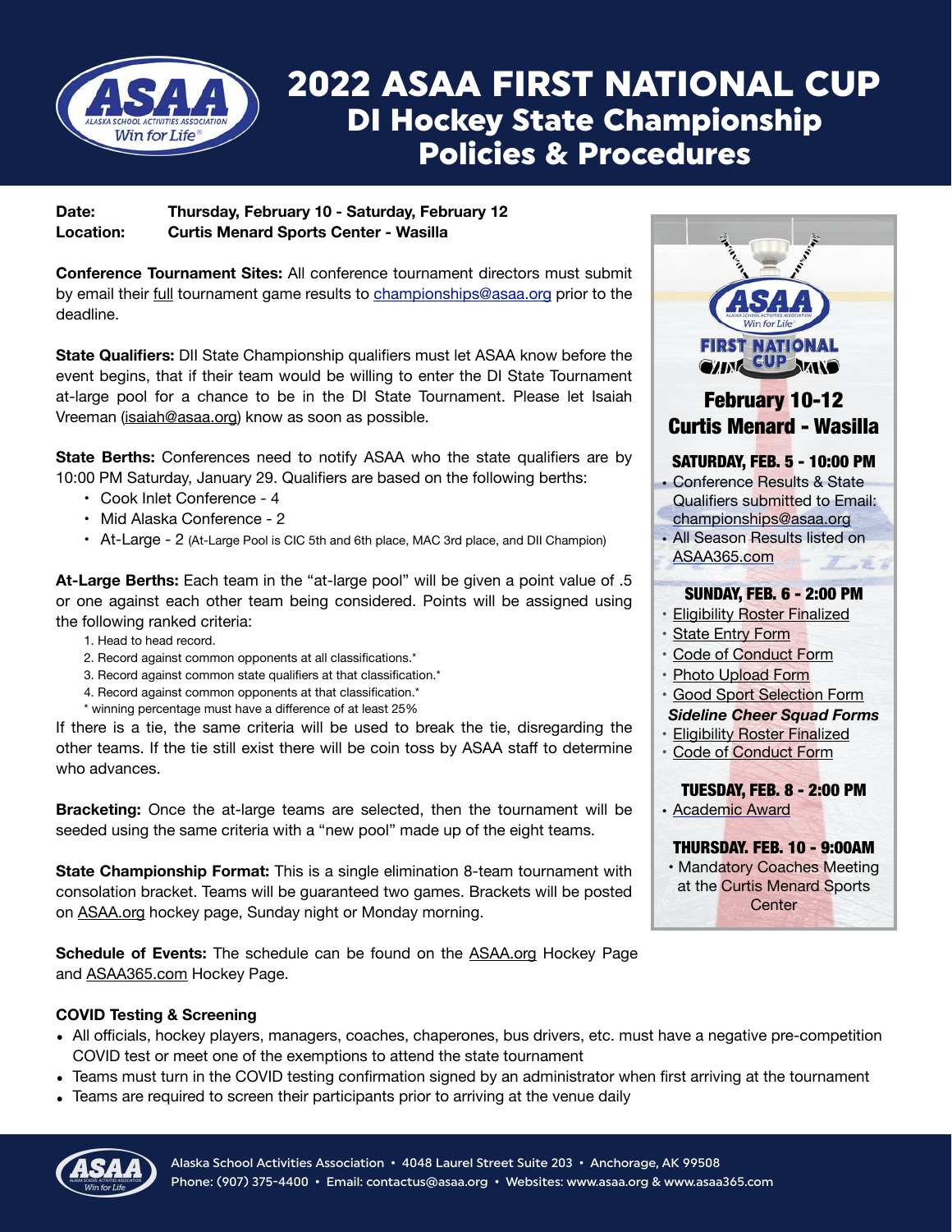# 2022 ASAA FIRST NATIONAL CUP
## DI Hockey State Championship
## Policies & Procedures

**Date:** Thursday, February 10 - Saturday, February 12
**Location:** Curtis Menard Sports Center - Wasilla

**Conference Tournament Sites:** All conference tournament directors must submit by email their full tournament game results to championships@asaa.org prior to the deadline.

**State Qualifiers:** DII State Championship qualifiers must let ASAA know before the event begins, that if their team would be willing to enter the DI State Tournament at-large pool for a chance to be in the DI State Tournament. Please let Isaiah Vreeman (isaiah@asaa.org) know as soon as possible.

**State Berths:** Conferences need to notify ASAA who the state qualifiers are by 10:00 PM Saturday, January 29. Qualifiers are based on the following berths:

- Cook Inlet Conference - 4
- Mid Alaska Conference - 2
- At-Large - 2 (At-Large Pool is CIC 5th and 6th place, MAC 3rd place, and DII Champion)

**At-Large Berths:** Each team in the "at-large pool" will be given a point value of .5 or one against each other team being considered. Points will be assigned using the following ranked criteria:

1. Head to head record.
2. Record against common opponents at all classifications.*
3. Record against common state qualifiers at that classification.*
4. Record against common opponents at that classification.*

\* winning percentage must have a difference of at least 25%

If there is a tie, the same criteria will be used to break the tie, disregarding the other teams. If the tie still exist there will be coin toss by ASAA staff to determine who advances.

**Bracketing:** Once the at-large teams are selected, then the tournament will be seeded using the same criteria with a "new pool" made up of the eight teams.

**State Championship Format:** This is a single elimination 8-team tournament with consolation bracket. Teams will be guaranteed two games. Brackets will be posted on ASAA.org hockey page, Sunday night or Monday morning.

**Schedule of Events:** The schedule can be found on the ASAA.org Hockey Page and ASAA365.com Hockey Page.

**COVID Testing & Screening**

- All officials, hockey players, managers, coaches, chaperones, bus drivers, etc. must have a negative pre-competition COVID test or meet one of the exemptions to attend the state tournament
- Teams must turn in the COVID testing confirmation signed by an administrator when first arriving at the tournament
- Teams are required to screen their participants prior to arriving at the venue daily

---

**February 10-12**
**Curtis Menard - Wasilla**

**SATURDAY, FEB. 5 - 10:00 PM**
- Conference Results & State Qualifiers submitted to Email: championships@asaa.org
- All Season Results listed on ASAA365.com

**SUNDAY, FEB. 6 - 2:00 PM**
- Eligibility Roster Finalized
- State Entry Form
- Code of Conduct Form
- Photo Upload Form
- Good Sport Selection Form

***Sideline Cheer Squad Forms***
- Eligibility Roster Finalized
- Code of Conduct Form

**TUESDAY, FEB. 8 - 2:00 PM**
- Academic Award

**THURSDAY. FEB. 10 - 9:00AM**
- Mandatory Coaches Meeting at the Curtis Menard Sports Center

---

Alaska School Activities Association • 4048 Laurel Street Suite 203 • Anchorage, AK 99508
Phone: (907) 375-4400 • Email: contactus@asaa.org • Websites: www.asaa.org & www.asaa365.com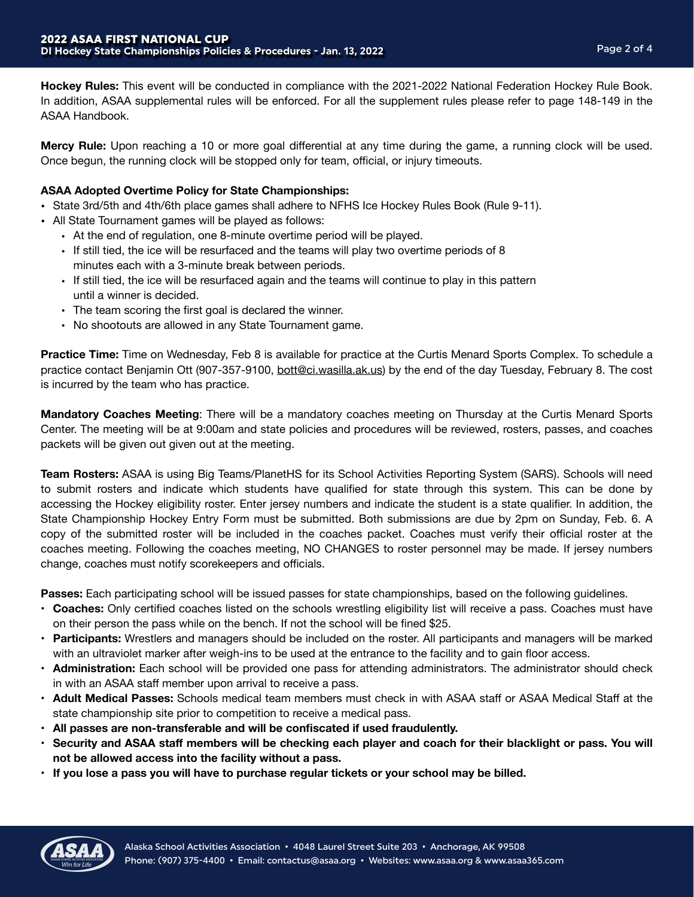**Hockey Rules:** This event will be conducted in compliance with the 2021-2022 National Federation Hockey Rule Book. In addition, ASAA supplemental rules will be enforced. For all the supplement rules please refer to page 148-149 in the ASAA Handbook.

**Mercy Rule:** Upon reaching a 10 or more goal differential at any time during the game, a running clock will be used. Once begun, the running clock will be stopped only for team, official, or injury timeouts.

**ASAA Adopted Overtime Policy for State Championships:**

- State 3rd/5th and 4th/6th place games shall adhere to NFHS Ice Hockey Rules Book (Rule 9-11).
- All State Tournament games will be played as follows:
  - At the end of regulation, one 8-minute overtime period will be played.
  - If still tied, the ice will be resurfaced and the teams will play two overtime periods of 8 minutes each with a 3-minute break between periods.
  - If still tied, the ice will be resurfaced again and the teams will continue to play in this pattern until a winner is decided.
  - The team scoring the first goal is declared the winner.
  - No shootouts are allowed in any State Tournament game.

**Practice Time:** Time on Wednesday, Feb 8 is available for practice at the Curtis Menard Sports Complex. To schedule a practice contact Benjamin Ott (907-357-9100, bott@ci.wasilla.ak.us) by the end of the day Tuesday, February 8. The cost is incurred by the team who has practice.

**Mandatory Coaches Meeting**: There will be a mandatory coaches meeting on Thursday at the Curtis Menard Sports Center. The meeting will be at 9:00am and state policies and procedures will be reviewed, rosters, passes, and coaches packets will be given out given out at the meeting.

**Team Rosters:** ASAA is using Big Teams/PlanetHS for its School Activities Reporting System (SARS). Schools will need to submit rosters and indicate which students have qualified for state through this system. This can be done by accessing the Hockey eligibility roster. Enter jersey numbers and indicate the student is a state qualifier. In addition, the State Championship Hockey Entry Form must be submitted. Both submissions are due by 2pm on Sunday, Feb. 6. A copy of the submitted roster will be included in the coaches packet. Coaches must verify their official roster at the coaches meeting. Following the coaches meeting, NO CHANGES to roster personnel may be made. If jersey numbers change, coaches must notify scorekeepers and officials.

**Passes:** Each participating school will be issued passes for state championships, based on the following guidelines.

- **Coaches:** Only certified coaches listed on the schools wrestling eligibility list will receive a pass. Coaches must have on their person the pass while on the bench. If not the school will be fined $25.
- **Participants:** Wrestlers and managers should be included on the roster. All participants and managers will be marked with an ultraviolet marker after weigh-ins to be used at the entrance to the facility and to gain floor access.
- **Administration:** Each school will be provided one pass for attending administrators. The administrator should check in with an ASAA staff member upon arrival to receive a pass.
- **Adult Medical Passes:** Schools medical team members must check in with ASAA staff or ASAA Medical Staff at the state championship site prior to competition to receive a medical pass.
- **All passes are non-transferable and will be confiscated if used fraudulently.**
- **Security and ASAA staff members will be checking each player and coach for their blacklight or pass. You will not be allowed access into the facility without a pass.**
- **If you lose a pass you will have to purchase regular tickets or your school may be billed.**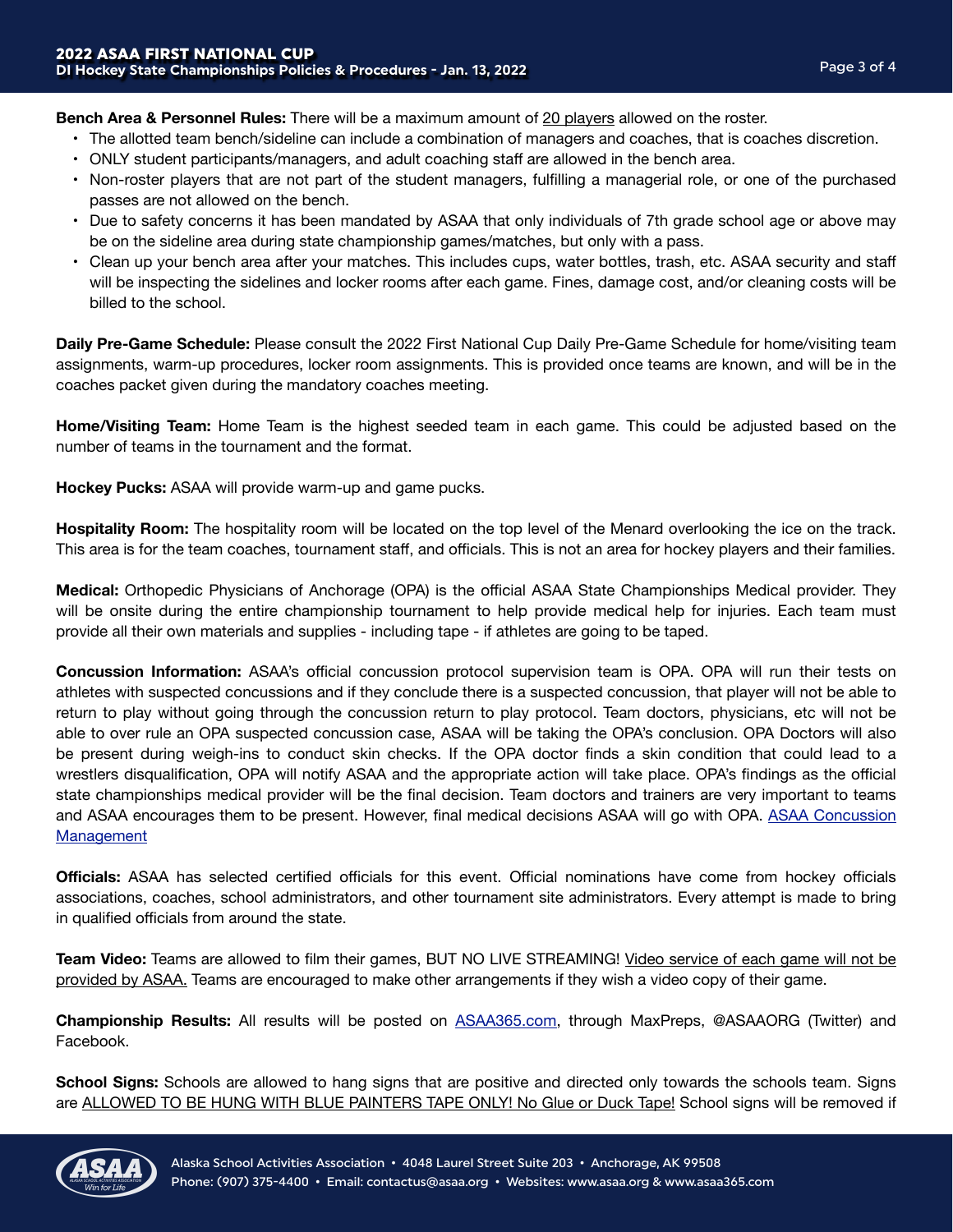**Bench Area & Personnel Rules:** There will be a maximum amount of 20 players allowed on the roster.

- The allotted team bench/sideline can include a combination of managers and coaches, that is coaches discretion.
- ONLY student participants/managers, and adult coaching staff are allowed in the bench area.
- Non-roster players that are not part of the student managers, fulfilling a managerial role, or one of the purchased passes are not allowed on the bench.
- Due to safety concerns it has been mandated by ASAA that only individuals of 7th grade school age or above may be on the sideline area during state championship games/matches, but only with a pass.
- Clean up your bench area after your matches. This includes cups, water bottles, trash, etc. ASAA security and staff will be inspecting the sidelines and locker rooms after each game. Fines, damage cost, and/or cleaning costs will be billed to the school.

**Daily Pre-Game Schedule:** Please consult the 2022 First National Cup Daily Pre-Game Schedule for home/visiting team assignments, warm-up procedures, locker room assignments. This is provided once teams are known, and will be in the coaches packet given during the mandatory coaches meeting.

**Home/Visiting Team:** Home Team is the highest seeded team in each game. This could be adjusted based on the number of teams in the tournament and the format.

**Hockey Pucks:** ASAA will provide warm-up and game pucks.

**Hospitality Room:** The hospitality room will be located on the top level of the Menard overlooking the ice on the track. This area is for the team coaches, tournament staff, and officials. This is not an area for hockey players and their families.

**Medical:** Orthopedic Physicians of Anchorage (OPA) is the official ASAA State Championships Medical provider. They will be onsite during the entire championship tournament to help provide medical help for injuries. Each team must provide all their own materials and supplies - including tape - if athletes are going to be taped.

**Concussion Information:** ASAA's official concussion protocol supervision team is OPA. OPA will run their tests on athletes with suspected concussions and if they conclude there is a suspected concussion, that player will not be able to return to play without going through the concussion return to play protocol. Team doctors, physicians, etc will not be able to over rule an OPA suspected concussion case, ASAA will be taking the OPA's conclusion. OPA Doctors will also be present during weigh-ins to conduct skin checks. If the OPA doctor finds a skin condition that could lead to a wrestlers disqualification, OPA will notify ASAA and the appropriate action will take place. OPA's findings as the official state championships medical provider will be the final decision. Team doctors and trainers are very important to teams and ASAA encourages them to be present. However, final medical decisions ASAA will go with OPA. ASAA Concussion Management

**Officials:** ASAA has selected certified officials for this event. Official nominations have come from hockey officials associations, coaches, school administrators, and other tournament site administrators. Every attempt is made to bring in qualified officials from around the state.

**Team Video:** Teams are allowed to film their games, BUT NO LIVE STREAMING! Video service of each game will not be provided by ASAA. Teams are encouraged to make other arrangements if they wish a video copy of their game.

**Championship Results:** All results will be posted on ASAA365.com, through MaxPreps, @ASAAORG (Twitter) and Facebook.

**School Signs:** Schools are allowed to hang signs that are positive and directed only towards the schools team. Signs are ALLOWED TO BE HUNG WITH BLUE PAINTERS TAPE ONLY! No Glue or Duck Tape! School signs will be removed if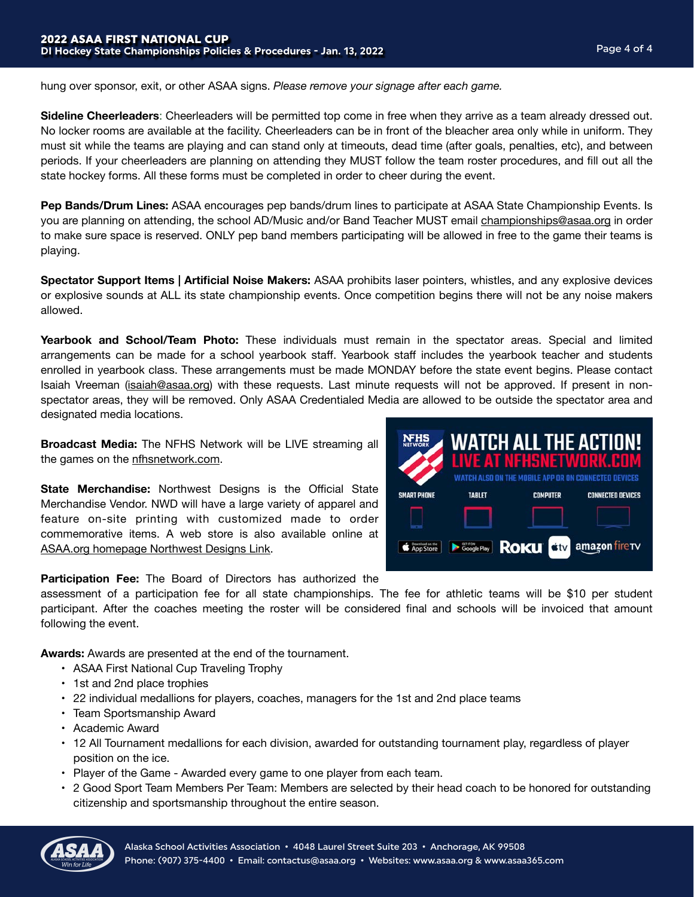hung over sponsor, exit, or other ASAA signs. *Please remove your signage after each game.*

**Sideline Cheerleaders**: Cheerleaders will be permitted top come in free when they arrive as a team already dressed out. No locker rooms are available at the facility. Cheerleaders can be in front of the bleacher area only while in uniform. They must sit while the teams are playing and can stand only at timeouts, dead time (after goals, penalties, etc), and between periods. If your cheerleaders are planning on attending they MUST follow the team roster procedures, and fill out all the state hockey forms. All these forms must be completed in order to cheer during the event.

**Pep Bands/Drum Lines:** ASAA encourages pep bands/drum lines to participate at ASAA State Championship Events. Is you are planning on attending, the school AD/Music and/or Band Teacher MUST email championships@asaa.org in order to make sure space is reserved. ONLY pep band members participating will be allowed in free to the game their teams is playing.

**Spectator Support Items | Artificial Noise Makers:** ASAA prohibits laser pointers, whistles, and any explosive devices or explosive sounds at ALL its state championship events. Once competition begins there will not be any noise makers allowed.

**Yearbook and School/Team Photo:** These individuals must remain in the spectator areas. Special and limited arrangements can be made for a school yearbook staff. Yearbook staff includes the yearbook teacher and students enrolled in yearbook class. These arrangements must be made MONDAY before the state event begins. Please contact Isaiah Vreeman (isaiah@asaa.org) with these requests. Last minute requests will not be approved. If present in non-spectator areas, they will be removed. Only ASAA Credentialed Media are allowed to be outside the spectator area and designated media locations.

**Broadcast Media:** The NFHS Network will be LIVE streaming all the games on the nfhsnetwork.com.

WATCH ALL THE ACTION!
LIVE AT NFHSNETWORK.COM
WATCH ALSO ON THE MOBILE APP OR ON CONNECTED DEVICES
SMART PHONE TABLET COMPUTER CONNECTED DEVICES

**State Merchandise:** Northwest Designs is the Official State Merchandise Vendor. NWD will have a large variety of apparel and feature on-site printing with customized made to order commemorative items. A web store is also available online at ASAA.org homepage Northwest Designs Link.

**Participation Fee:** The Board of Directors has authorized the assessment of a participation fee for all state championships. The fee for athletic teams will be $10 per student participant. After the coaches meeting the roster will be considered final and schools will be invoiced that amount following the event.

**Awards:** Awards are presented at the end of the tournament.

- ASAA First National Cup Traveling Trophy
- 1st and 2nd place trophies
- 22 individual medallions for players, coaches, managers for the 1st and 2nd place teams
- Team Sportsmanship Award
- Academic Award
- 12 All Tournament medallions for each division, awarded for outstanding tournament play, regardless of player position on the ice.
- Player of the Game - Awarded every game to one player from each team.
- 2 Good Sport Team Members Per Team: Members are selected by their head coach to be honored for outstanding citizenship and sportsmanship throughout the entire season.